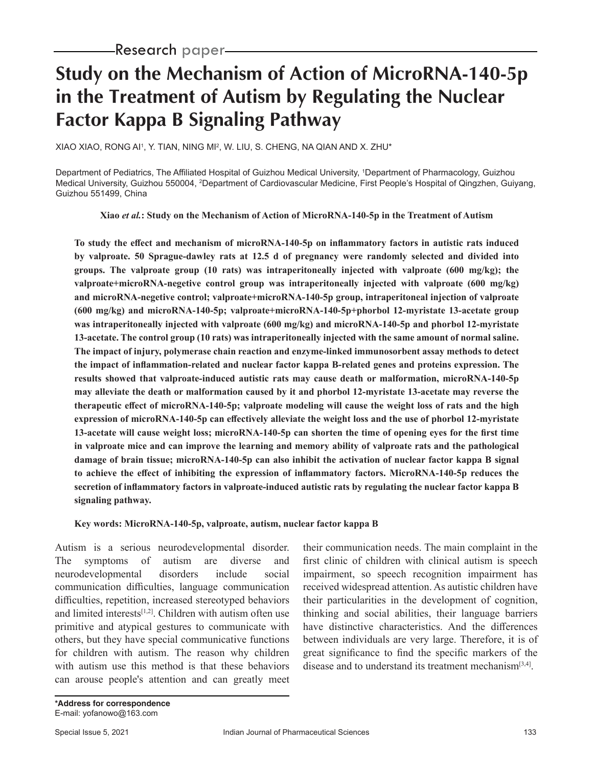Research paper

# Study on the Mechanism of Action of MicroRNA-140-5p in the Treatment of Autism by Regulating the Nuclear Factor Kappa B Signaling Pathway

XIAO XIAO, RONG AI[1], Y. TIAN, NING MI[2], W. LIU, S. CHENG, NA QIAN AND X. ZHU*

Department of Pediatrics, The Affiliated Hospital of Guizhou Medical University, [1]Department of Pharmacology, Guizhou Medical University, Guizhou 550004, [2]Department of Cardiovascular Medicine, First People's Hospital of Qingzhen, Guiyang, Guizhou 551499, China

**Xiao *et al.*: Study on the Mechanism of Action of MicroRNA-140-5p in the Treatment of Autism**

**To study the effect and mechanism of microRNA-140-5p on inflammatory factors in autistic rats induced by valproate. 50 Sprague-dawley rats at 12.5 d of pregnancy were randomly selected and divided into groups. The valproate group (10 rats) was intraperitoneally injected with valproate (600 mg/kg); the valproate+microRNA-negetive control group was intraperitoneally injected with valproate (600 mg/kg) and microRNA-negetive control; valproate+microRNA-140-5p group, intraperitoneal injection of valproate (600 mg/kg) and microRNA-140-5p; valproate+microRNA-140-5p+phorbol 12-myristate 13-acetate group was intraperitoneally injected with valproate (600 mg/kg) and microRNA-140-5p and phorbol 12-myristate 13-acetate. The control group (10 rats) was intraperitoneally injected with the same amount of normal saline. The impact of injury, polymerase chain reaction and enzyme-linked immunosorbent assay methods to detect the impact of inflammation-related and nuclear factor kappa B-related genes and proteins expression. The results showed that valproate-induced autistic rats may cause death or malformation, microRNA-140-5p may alleviate the death or malformation caused by it and phorbol 12-myristate 13-acetate may reverse the therapeutic effect of microRNA-140-5p; valproate modeling will cause the weight loss of rats and the high expression of microRNA-140-5p can effectively alleviate the weight loss and the use of phorbol 12-myristate 13-acetate will cause weight loss; microRNA-140-5p can shorten the time of opening eyes for the first time in valproate mice and can improve the learning and memory ability of valproate rats and the pathological damage of brain tissue; microRNA-140-5p can also inhibit the activation of nuclear factor kappa B signal to achieve the effect of inhibiting the expression of inflammatory factors. MicroRNA-140-5p reduces the secretion of inflammatory factors in valproate-induced autistic rats by regulating the nuclear factor kappa B signaling pathway.**

**Key words: MicroRNA-140-5p, valproate, autism, nuclear factor kappa B**

Autism is a serious neurodevelopmental disorder. The symptoms of autism are diverse and neurodevelopmental disorders include social communication difficulties, language communication difficulties, repetition, increased stereotyped behaviors and limited interests[1,2]. Children with autism often use primitive and atypical gestures to communicate with others, but they have special communicative functions for children with autism. The reason why children with autism use this method is that these behaviors can arouse people's attention and can greatly meet their communication needs. The main complaint in the first clinic of children with clinical autism is speech impairment, so speech recognition impairment has received widespread attention. As autistic children have their particularities in the development of cognition, thinking and social abilities, their language barriers have distinctive characteristics. And the differences between individuals are very large. Therefore, it is of great significance to find the specific markers of the disease and to understand its treatment mechanism[3,4].

**\*Address for correspondence**
E-mail: yofanowo@163.com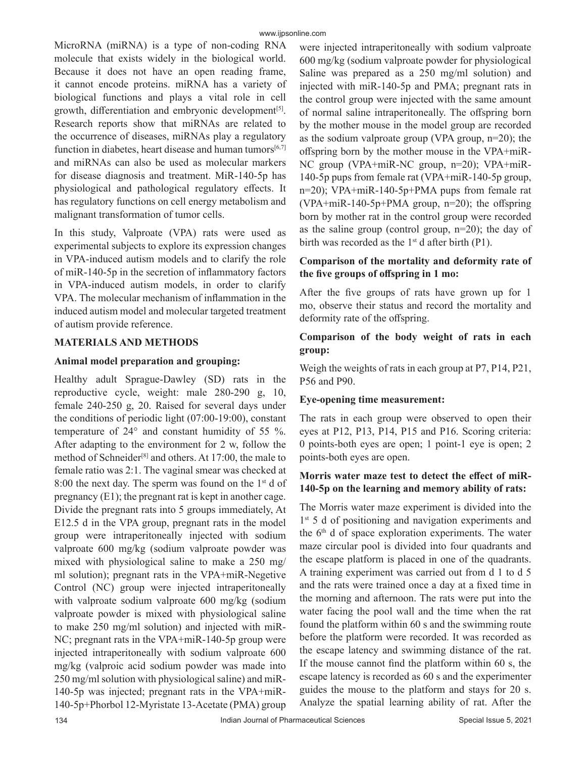MicroRNA (miRNA) is a type of non-coding RNA molecule that exists widely in the biological world. Because it does not have an open reading frame, it cannot encode proteins. miRNA has a variety of biological functions and plays a vital role in cell growth, differentiation and embryonic development[5]. Research reports show that miRNAs are related to the occurrence of diseases, miRNAs play a regulatory function in diabetes, heart disease and human tumors[6,7] and miRNAs can also be used as molecular markers for disease diagnosis and treatment. MiR-140-5p has physiological and pathological regulatory effects. It has regulatory functions on cell energy metabolism and malignant transformation of tumor cells.

In this study, Valproate (VPA) rats were used as experimental subjects to explore its expression changes in VPA-induced autism models and to clarify the role of miR-140-5p in the secretion of inflammatory factors in VPA-induced autism models, in order to clarify VPA. The molecular mechanism of inflammation in the induced autism model and molecular targeted treatment of autism provide reference.

## MATERIALS AND METHODS

### Animal model preparation and grouping:

Healthy adult Sprague-Dawley (SD) rats in the reproductive cycle, weight: male 280-290 g, 10, female 240-250 g, 20. Raised for several days under the conditions of periodic light (07:00-19:00), constant temperature of 24° and constant humidity of 55 %. After adapting to the environment for 2 w, follow the method of Schneider[8] and others. At 17:00, the male to female ratio was 2:1. The vaginal smear was checked at 8:00 the next day. The sperm was found on the 1st d of pregnancy (E1); the pregnant rat is kept in another cage. Divide the pregnant rats into 5 groups immediately, At E12.5 d in the VPA group, pregnant rats in the model group were intraperitoneally injected with sodium valproate 600 mg/kg (sodium valproate powder was mixed with physiological saline to make a 250 mg/ml solution); pregnant rats in the VPA+miR-Negetive Control (NC) group were injected intraperitoneally with valproate sodium valproate 600 mg/kg (sodium valproate powder is mixed with physiological saline to make 250 mg/ml solution) and injected with miR-NC; pregnant rats in the VPA+miR-140-5p group were injected intraperitoneally with sodium valproate 600 mg/kg (valproic acid sodium powder was made into 250 mg/ml solution with physiological saline) and miR-140-5p was injected; pregnant rats in the VPA+miR-140-5p+Phorbol 12-Myristate 13-Acetate (PMA) group were injected intraperitoneally with sodium valproate 600 mg/kg (sodium valproate powder for physiological Saline was prepared as a 250 mg/ml solution) and injected with miR-140-5p and PMA; pregnant rats in the control group were injected with the same amount of normal saline intraperitoneally. The offspring born by the mother mouse in the model group are recorded as the sodium valproate group (VPA group, n=20); the offspring born by the mother mouse in the VPA+miR-NC group (VPA+miR-NC group, n=20); VPA+miR-140-5p pups from female rat (VPA+miR-140-5p group, n=20); VPA+miR-140-5p+PMA pups from female rat (VPA+miR-140-5p+PMA group, n=20); the offspring born by mother rat in the control group were recorded as the saline group (control group, n=20); the day of birth was recorded as the 1st d after birth (P1).

### Comparison of the mortality and deformity rate of the five groups of offspring in 1 mo:

After the five groups of rats have grown up for 1 mo, observe their status and record the mortality and deformity rate of the offspring.

### Comparison of the body weight of rats in each group:

Weigh the weights of rats in each group at P7, P14, P21, P56 and P90.

### Eye-opening time measurement:

The rats in each group were observed to open their eyes at P12, P13, P14, P15 and P16. Scoring criteria: 0 points-both eyes are open; 1 point-1 eye is open; 2 points-both eyes are open.

### Morris water maze test to detect the effect of miR-140-5p on the learning and memory ability of rats:

The Morris water maze experiment is divided into the 1st 5 d of positioning and navigation experiments and the 6th d of space exploration experiments. The water maze circular pool is divided into four quadrants and the escape platform is placed in one of the quadrants. A training experiment was carried out from d 1 to d 5 and the rats were trained once a day at a fixed time in the morning and afternoon. The rats were put into the water facing the pool wall and the time when the rat found the platform within 60 s and the swimming route before the platform were recorded. It was recorded as the escape latency and swimming distance of the rat. If the mouse cannot find the platform within 60 s, the escape latency is recorded as 60 s and the experimenter guides the mouse to the platform and stays for 20 s. Analyze the spatial learning ability of rat. After the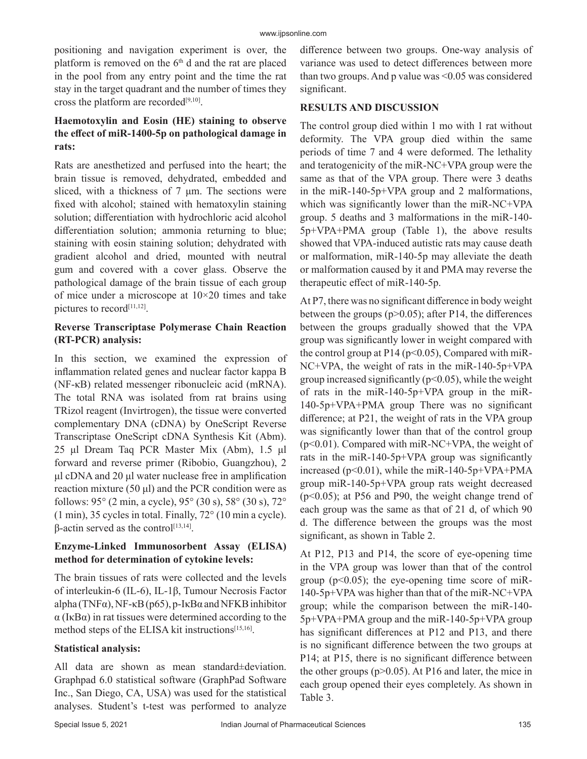positioning and navigation experiment is over, the platform is removed on the 6th d and the rat are placed in the pool from any entry point and the time the rat stay in the target quadrant and the number of times they cross the platform are recorded[9,10].

### Haemotoxylin and Eosin (HE) staining to observe the effect of miR-1400-5p on pathological damage in rats:

Rats are anesthetized and perfused into the heart; the brain tissue is removed, dehydrated, embedded and sliced, with a thickness of 7 μm. The sections were fixed with alcohol; stained with hematoxylin staining solution; differentiation with hydrochloric acid alcohol differentiation solution; ammonia returning to blue; staining with eosin staining solution; dehydrated with gradient alcohol and dried, mounted with neutral gum and covered with a cover glass. Observe the pathological damage of the brain tissue of each group of mice under a microscope at 10×20 times and take pictures to record[11,12].

### Reverse Transcriptase Polymerase Chain Reaction (RT-PCR) analysis:

In this section, we examined the expression of inflammation related genes and nuclear factor kappa B (NF-κB) related messenger ribonucleic acid (mRNA). The total RNA was isolated from rat brains using TRizol reagent (Invirtrogen), the tissue were converted complementary DNA (cDNA) by OneScript Reverse Transcriptase OneScript cDNA Synthesis Kit (Abm). 25 μl Dream Taq PCR Master Mix (Abm), 1.5 μl forward and reverse primer (Ribobio, Guangzhou), 2 μl cDNA and 20 μl water nuclease free in amplification reaction mixture (50 μl) and the PCR condition were as follows: 95° (2 min, a cycle), 95° (30 s), 58° (30 s), 72° (1 min), 35 cycles in total. Finally, 72° (10 min a cycle). β-actin served as the control[13,14].

### Enzyme-Linked Immunosorbent Assay (ELISA) method for determination of cytokine levels:

The brain tissues of rats were collected and the levels of interleukin-6 (IL-6), IL-1β, Tumour Necrosis Factor alpha (TNFα), NF-κB (p65), p-IκBα and NFKB inhibitor α (IκBα) in rat tissues were determined according to the method steps of the ELISA kit instructions[15,16].

### Statistical analysis:

All data are shown as mean standard±deviation. Graphpad 6.0 statistical software (GraphPad Software Inc., San Diego, CA, USA) was used for the statistical analyses. Student's t-test was performed to analyze difference between two groups. One-way analysis of variance was used to detect differences between more than two groups. And p value was <0.05 was considered significant.

## RESULTS AND DISCUSSION

The control group died within 1 mo with 1 rat without deformity. The VPA group died within the same periods of time 7 and 4 were deformed. The lethality and teratogenicity of the miR-NC+VPA group were the same as that of the VPA group. There were 3 deaths in the miR-140-5p+VPA group and 2 malformations, which was significantly lower than the miR-NC+VPA group. 5 deaths and 3 malformations in the miR-140-5p+VPA+PMA group (Table 1), the above results showed that VPA-induced autistic rats may cause death or malformation, miR-140-5p may alleviate the death or malformation caused by it and PMA may reverse the therapeutic effect of miR-140-5p.

At P7, there was no significant difference in body weight between the groups ($p>0.05$); after P14, the differences between the groups gradually showed that the VPA group was significantly lower in weight compared with the control group at P14 ($p<0.05$), Compared with miR-NC+VPA, the weight of rats in the miR-140-5p+VPA group increased significantly ($p<0.05$), while the weight of rats in the miR-140-5p+VPA group in the miR-140-5p+VPA+PMA group There was no significant difference; at P21, the weight of rats in the VPA group was significantly lower than that of the control group ($p<0.01$). Compared with miR-NC+VPA, the weight of rats in the miR-140-5p+VPA group was significantly increased ($p<0.01$), while the miR-140-5p+VPA+PMA group miR-140-5p+VPA group rats weight decreased ($p<0.05$); at P56 and P90, the weight change trend of each group was the same as that of 21 d, of which 90 d. The difference between the groups was the most significant, as shown in Table 2.

At P12, P13 and P14, the score of eye-opening time in the VPA group was lower than that of the control group ($p<0.05$); the eye-opening time score of miR-140-5p+VPA was higher than that of the miR-NC+VPA group; while the comparison between the miR-140-5p+VPA+PMA group and the miR-140-5p+VPA group has significant differences at P12 and P13, and there is no significant difference between the two groups at P14; at P15, there is no significant difference between the other groups ($p>0.05$). At P16 and later, the mice in each group opened their eyes completely. As shown in Table 3.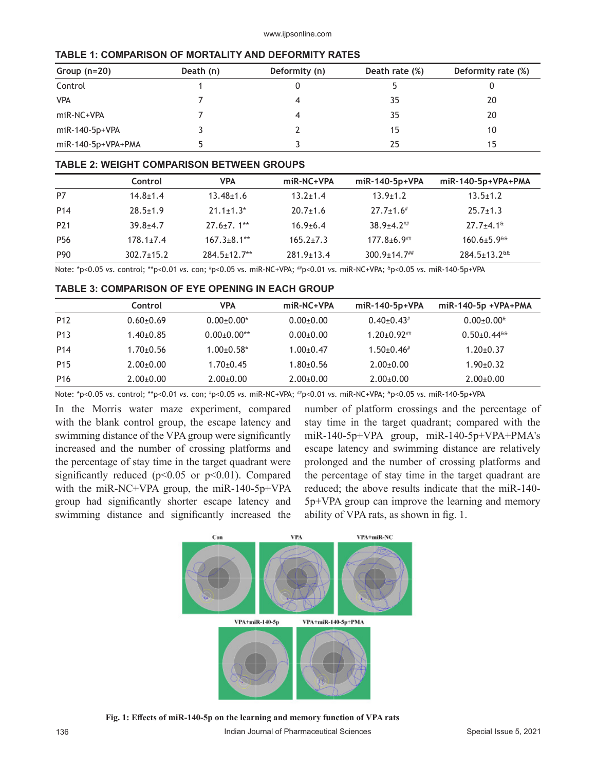**TABLE 1: COMPARISON OF MORTALITY AND DEFORMITY RATES**

| Group (n=20) | Death (n) | Deformity (n) | Death rate (%) | Deformity rate (%) |
|---|---|---|---|---|
| Control | 1 | 0 | 5 | 0 |
| VPA | 7 | 4 | 35 | 20 |
| miR-NC+VPA | 7 | 4 | 35 | 20 |
| miR-140-5p+VPA | 3 | 2 | 15 | 10 |
| miR-140-5p+VPA+PMA | 5 | 3 | 25 | 15 |

**TABLE 2: WEIGHT COMPARISON BETWEEN GROUPS**

| | Control | VPA | miR-NC+VPA | miR-140-5p+VPA | miR-140-5p+VPA+PMA |
|---|---|---|---|---|---|
| P7 | 14.8±1.4 | 13.48±1.6 | 13.2±1.4 | 13.9±1.2 | 13.5±1.2 |
| P14 | 28.5±1.9 | 21.1±1.3* | 20.7±1.6 | 27.7±1.6# | 25.7±1.3 |
| P21 | 39.8±4.7 | 27.6±7. 1** | 16.9±6.4 | 38.9±4.2## | 27.7±4.1& |
| P56 | 178.1±7.4 | 167.3±8.1** | 165.2±7.3 | 177.8±6.9## | 160.6±5.9&& |
| P90 | 302.7±15.2 | 284.5±12.7** | 281.9±13.4 | 300.9±14.7## | 284.5±13.2&& |

Note: *p<0.05 *vs*. control; **p<0.01 *vs*. con; #p<0.05 vs. miR-NC+VPA; ##p<0.01 *vs*. miR-NC+VPA; &p<0.05 *vs*. miR-140-5p+VPA

**TABLE 3: COMPARISON OF EYE OPENING IN EACH GROUP**

| | Control | VPA | miR-NC+VPA | miR-140-5p+VPA | miR-140-5p +VPA+PMA |
|---|---|---|---|---|---|
| P12 | 0.60±0.69 | 0.00±0.00* | 0.00±0.00 | 0.40±0.43# | 0.00±0.00& |
| P13 | 1.40±0.85 | 0.00±0.00** | 0.00±0.00 | 1.20±0.92## | 0.50±0.44&& |
| P14 | 1.70±0.56 | 1.00±0.58* | 1.00±0.47 | 1.50±0.46# | 1.20±0.37 |
| P15 | 2.00±0.00 | 1.70±0.45 | 1.80±0.56 | 2.00±0.00 | 1.90±0.32 |
| P16 | 2.00±0.00 | 2.00±0.00 | 2.00±0.00 | 2.00±0.00 | 2.00±0.00 |

Note: *p<0.05 *vs*. control; **p<0.01 *vs*. con; #p<0.05 *vs*. miR-NC+VPA; ##p<0.01 *vs*. miR-NC+VPA; &p<0.05 *vs*. miR-140-5p+VPA

In the Morris water maze experiment, compared with the blank control group, the escape latency and swimming distance of the VPA group were significantly increased and the number of crossing platforms and the percentage of stay time in the target quadrant were significantly reduced ($p<0.05$ or $p<0.01$). Compared with the miR-NC+VPA group, the miR-140-5p+VPA group had significantly shorter escape latency and swimming distance and significantly increased the number of platform crossings and the percentage of stay time in the target quadrant; compared with the miR-140-5p+VPA group, miR-140-5p+VPA+PMA's escape latency and swimming distance are relatively prolonged and the number of crossing platforms and the percentage of stay time in the target quadrant are reduced; the above results indicate that the miR-140-5p+VPA group can improve the learning and memory ability of VPA rats, as shown in fig. 1.

**Fig. 1: Effects of miR-140-5p on the learning and memory function of VPA rats**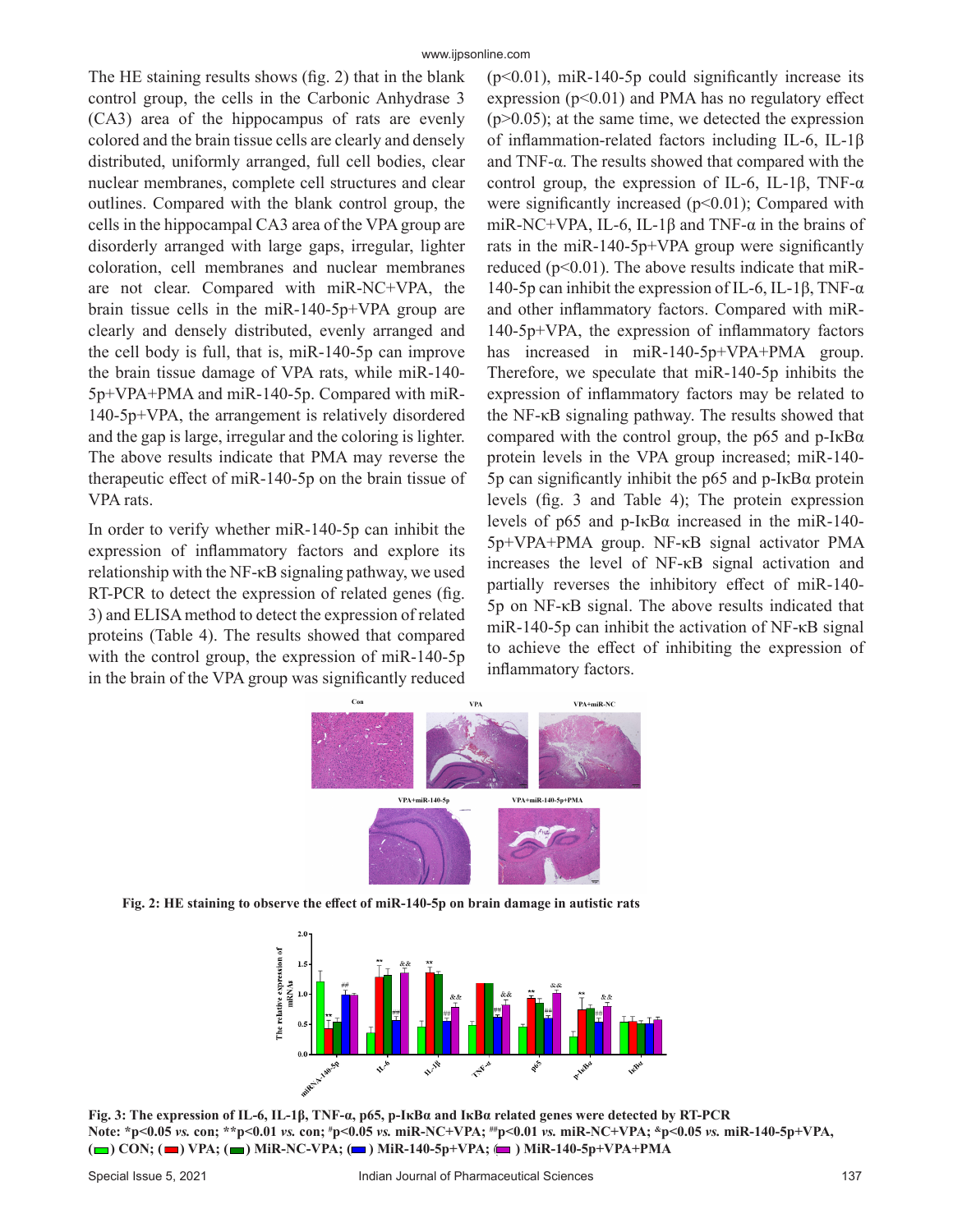The HE staining results shows (fig. 2) that in the blank control group, the cells in the Carbonic Anhydrase 3 (CA3) area of the hippocampus of rats are evenly colored and the brain tissue cells are clearly and densely distributed, uniformly arranged, full cell bodies, clear nuclear membranes, complete cell structures and clear outlines. Compared with the blank control group, the cells in the hippocampal CA3 area of the VPA group are disorderly arranged with large gaps, irregular, lighter coloration, cell membranes and nuclear membranes are not clear. Compared with miR-NC+VPA, the brain tissue cells in the miR-140-5p+VPA group are clearly and densely distributed, evenly arranged and the cell body is full, that is, miR-140-5p can improve the brain tissue damage of VPA rats, while miR-140-5p+VPA+PMA and miR-140-5p. Compared with miR-140-5p+VPA, the arrangement is relatively disordered and the gap is large, irregular and the coloring is lighter. The above results indicate that PMA may reverse the therapeutic effect of miR-140-5p on the brain tissue of VPA rats.

In order to verify whether miR-140-5p can inhibit the expression of inflammatory factors and explore its relationship with the NF-κB signaling pathway, we used RT-PCR to detect the expression of related genes (fig. 3) and ELISA method to detect the expression of related proteins (Table 4). The results showed that compared with the control group, the expression of miR-140-5p in the brain of the VPA group was significantly reduced ($p<0.01$), miR-140-5p could significantly increase its expression ($p<0.01$) and PMA has no regulatory effect ($p>0.05$); at the same time, we detected the expression of inflammation-related factors including IL-6, IL-1β and TNF-α. The results showed that compared with the control group, the expression of IL-6, IL-1β, TNF-α were significantly increased ($p<0.01$); Compared with miR-NC+VPA, IL-6, IL-1β and TNF-α in the brains of rats in the miR-140-5p+VPA group were significantly reduced ($p<0.01$). The above results indicate that miR-140-5p can inhibit the expression of IL-6, IL-1β, TNF-α and other inflammatory factors. Compared with miR-140-5p+VPA, the expression of inflammatory factors has increased in miR-140-5p+VPA+PMA group. Therefore, we speculate that miR-140-5p inhibits the expression of inflammatory factors may be related to the NF-κB signaling pathway. The results showed that compared with the control group, the p65 and p-IκBα protein levels in the VPA group increased; miR-140-5p can significantly inhibit the p65 and p-IκBα protein levels (fig. 3 and Table 4); The protein expression levels of p65 and p-IκBα increased in the miR-140-5p+VPA+PMA group. NF-κB signal activator PMA increases the level of NF-κB signal activation and partially reverses the inhibitory effect of miR-140-5p on NF-κB signal. The above results indicated that miR-140-5p can inhibit the activation of NF-κB signal to achieve the effect of inhibiting the expression of inflammatory factors.

**Fig. 2: HE staining to observe the effect of miR-140-5p on brain damage in autistic rats**

**Fig. 3: The expression of IL-6, IL-1β, TNF-α, p65, p-IκBα and IκBα related genes were detected by RT-PCR**
**Note: *p<0.05 *vs.* con; **p<0.01 *vs.* con; #p<0.05 *vs.* miR-NC+VPA; ##p<0.01 *vs.* miR-NC+VPA; &p<0.05 *vs.* miR-140-5p+VPA, ( ) CON; ( ) VPA; ( ) MiR-NC-VPA; ( ) MiR-140-5p+VPA; ( ) MiR-140-5p+VPA+PMA**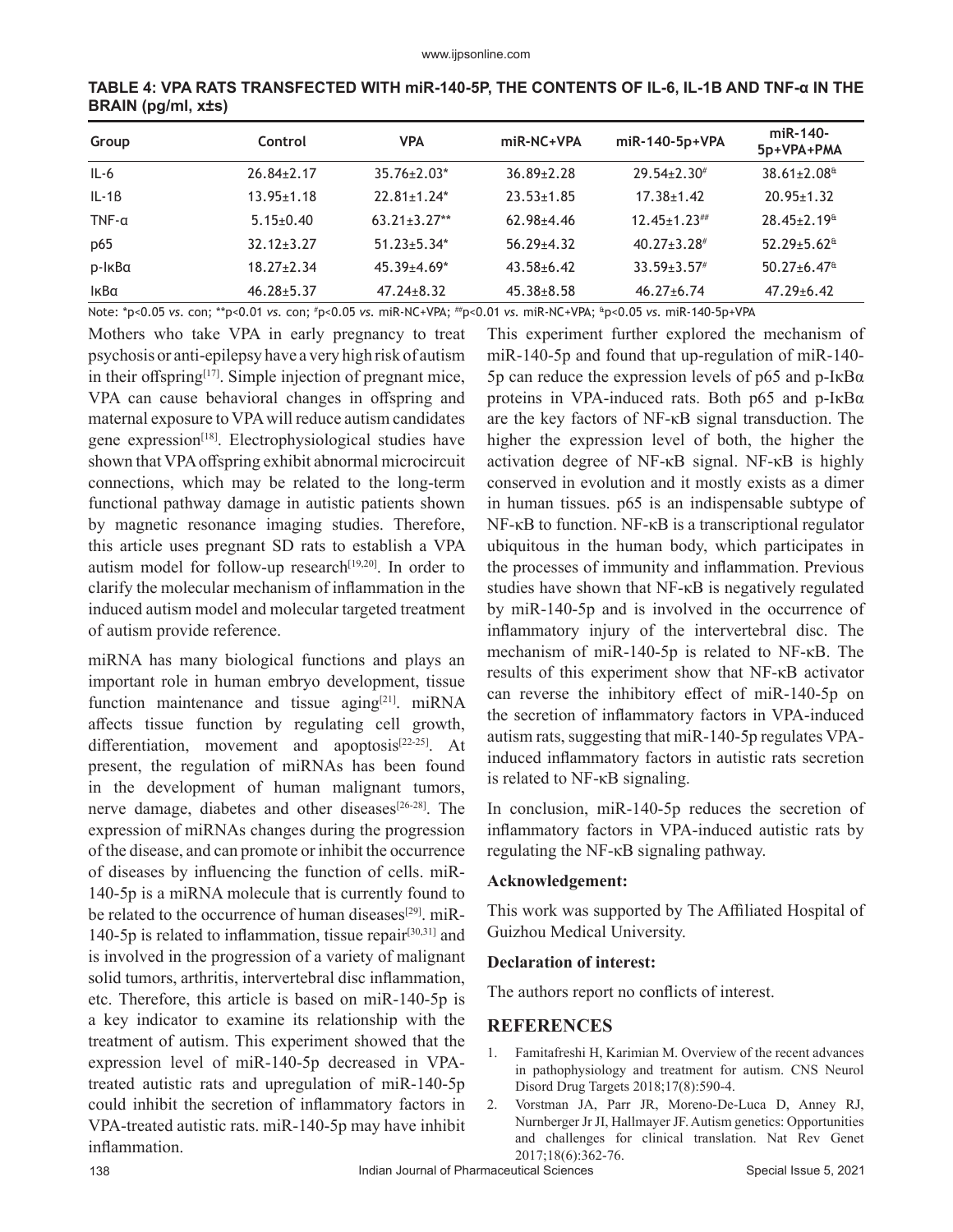**TABLE 4: VPA RATS TRANSFECTED WITH miR-140-5P, THE CONTENTS OF IL-6, IL-1B AND TNF-α IN THE BRAIN (pg/ml, x±s)**

| Group | Control | VPA | miR-NC+VPA | miR-140-5p+VPA | miR-140-5p+VPA+PMA |
|---|---|---|---|---|---|
| IL-6 | 26.84±2.17 | 35.76±2.03* | 36.89±2.28 | 29.54±2.30# | 38.61±2.08& |
| IL-1β | 13.95±1.18 | 22.81±1.24* | 23.53±1.85 | 17.38±1.42 | 20.95±1.32 |
| TNF-α | 5.15±0.40 | 63.21±3.27** | 62.98±4.46 | 12.45±1.23## | 28.45±2.19& |
| p65 | 32.12±3.27 | 51.23±5.34* | 56.29±4.32 | 40.27±3.28# | 52.29±5.62& |
| p-IκBα | 18.27±2.34 | 45.39±4.69* | 43.58±6.42 | 33.59±3.57# | 50.27±6.47& |
| IκBα | 46.28±5.37 | 47.24±8.32 | 45.38±8.58 | 46.27±6.74 | 47.29±6.42 |

Note: *$p<0.05$ *vs.* con; **$p<0.01$ *vs.* con; #$p<0.05$ *vs.* miR-NC+VPA; ##$p<0.01$ *vs.* miR-NC+VPA; &$p<0.05$ *vs.* miR-140-5p+VPA

Mothers who take VPA in early pregnancy to treat psychosis or anti-epilepsy have a very high risk of autism in their offspring[17]. Simple injection of pregnant mice, VPA can cause behavioral changes in offspring and maternal exposure to VPA will reduce autism candidates gene expression[18]. Electrophysiological studies have shown that VPA offspring exhibit abnormal microcircuit connections, which may be related to the long-term functional pathway damage in autistic patients shown by magnetic resonance imaging studies. Therefore, this article uses pregnant SD rats to establish a VPA autism model for follow-up research[19,20]. In order to clarify the molecular mechanism of inflammation in the induced autism model and molecular targeted treatment of autism provide reference.

miRNA has many biological functions and plays an important role in human embryo development, tissue function maintenance and tissue aging[21]. miRNA affects tissue function by regulating cell growth, differentiation, movement and apoptosis[22-25]. At present, the regulation of miRNAs has been found in the development of human malignant tumors, nerve damage, diabetes and other diseases[26-28]. The expression of miRNAs changes during the progression of the disease, and can promote or inhibit the occurrence of diseases by influencing the function of cells. miR-140-5p is a miRNA molecule that is currently found to be related to the occurrence of human diseases[29]. miR-140-5p is related to inflammation, tissue repair[30,31] and is involved in the progression of a variety of malignant solid tumors, arthritis, intervertebral disc inflammation, etc. Therefore, this article is based on miR-140-5p is a key indicator to examine its relationship with the treatment of autism. This experiment showed that the expression level of miR-140-5p decreased in VPA-treated autistic rats and upregulation of miR-140-5p could inhibit the secretion of inflammatory factors in VPA-treated autistic rats. miR-140-5p may have inhibit inflammation.

This experiment further explored the mechanism of miR-140-5p and found that up-regulation of miR-140-5p can reduce the expression levels of p65 and p-IκBα proteins in VPA-induced rats. Both p65 and p-IκBα are the key factors of NF-κB signal transduction. The higher the expression level of both, the higher the activation degree of NF-κB signal. NF-κB is highly conserved in evolution and it mostly exists as a dimer in human tissues. p65 is an indispensable subtype of NF-κB to function. NF-κB is a transcriptional regulator ubiquitous in the human body, which participates in the processes of immunity and inflammation. Previous studies have shown that NF-κB is negatively regulated by miR-140-5p and is involved in the occurrence of inflammatory injury of the intervertebral disc. The mechanism of miR-140-5p is related to NF-κB. The results of this experiment show that NF-κB activator can reverse the inhibitory effect of miR-140-5p on the secretion of inflammatory factors in VPA-induced autism rats, suggesting that miR-140-5p regulates VPA-induced inflammatory factors in autistic rats secretion is related to NF-κB signaling.

In conclusion, miR-140-5p reduces the secretion of inflammatory factors in VPA-induced autistic rats by regulating the NF-κB signaling pathway.

### Acknowledgement:

This work was supported by The Affiliated Hospital of Guizhou Medical University.

### Declaration of interest:

The authors report no conflicts of interest.

## REFERENCES

1. Famitafreshi H, Karimian M. Overview of the recent advances in pathophysiology and treatment for autism. CNS Neurol Disord Drug Targets 2018;17(8):590-4.
2. Vorstman JA, Parr JR, Moreno-De-Luca D, Anney RJ, Nurnberger Jr JI, Hallmayer JF. Autism genetics: Opportunities and challenges for clinical translation. Nat Rev Genet 2017;18(6):362-76.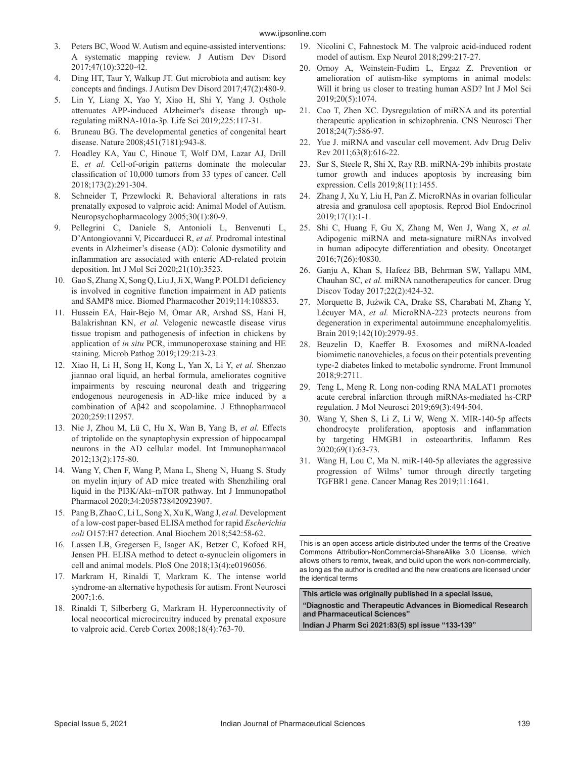3. Peters BC, Wood W. Autism and equine-assisted interventions: A systematic mapping review. J Autism Dev Disord 2017;47(10):3220-42.
4. Ding HT, Taur Y, Walkup JT. Gut microbiota and autism: key concepts and findings. J Autism Dev Disord 2017;47(2):480-9.
5. Lin Y, Liang X, Yao Y, Xiao H, Shi Y, Yang J. Osthole attenuates APP-induced Alzheimer's disease through up-regulating miRNA-101a-3p. Life Sci 2019;225:117-31.
6. Bruneau BG. The developmental genetics of congenital heart disease. Nature 2008;451(7181):943-8.
7. Hoadley KA, Yau C, Hinoue T, Wolf DM, Lazar AJ, Drill E, *et al.* Cell-of-origin patterns dominate the molecular classification of 10,000 tumors from 33 types of cancer. Cell 2018;173(2):291-304.
8. Schneider T, Przewlocki R. Behavioral alterations in rats prenatally exposed to valproic acid: Animal Model of Autism. Neuropsychopharmacology 2005;30(1):80-9.
9. Pellegrini C, Daniele S, Antonioli L, Benvenuti L, D'Antongiovanni V, Piccarducci R, *et al.* Prodromal intestinal events in Alzheimer's disease (AD): Colonic dysmotility and inflammation are associated with enteric AD-related protein deposition. Int J Mol Sci 2020;21(10):3523.
10. Gao S, Zhang X, Song Q, Liu J, Ji X, Wang P. POLD1 deficiency is involved in cognitive function impairment in AD patients and SAMP8 mice. Biomed Pharmacother 2019;114:108833.
11. Hussein EA, Hair-Bejo M, Omar AR, Arshad SS, Hani H, Balakrishnan KN, *et al.* Velogenic newcastle disease virus tissue tropism and pathogenesis of infection in chickens by application of *in situ* PCR, immunoperoxase staining and HE staining. Microb Pathog 2019;129:213-23.
12. Xiao H, Li H, Song H, Kong L, Yan X, Li Y, *et al.* Shenzao jiannao oral liquid, an herbal formula, ameliorates cognitive impairments by rescuing neuronal death and triggering endogenous neurogenesis in AD-like mice induced by a combination of Aβ42 and scopolamine. J Ethnopharmacol 2020;259:112957.
13. Nie J, Zhou M, Lü C, Hu X, Wan B, Yang B, *et al.* Effects of triptolide on the synaptophysin expression of hippocampal neurons in the AD cellular model. Int Immunopharmacol 2012;13(2):175-80.
14. Wang Y, Chen F, Wang P, Mana L, Sheng N, Huang S. Study on myelin injury of AD mice treated with Shenzhiling oral liquid in the PI3K/Akt–mTOR pathway. Int J Immunopathol Pharmacol 2020;34:2058738420923907.
15. Pang B, Zhao C, Li L, Song X, Xu K, Wang J, *et al.* Development of a low-cost paper-based ELISA method for rapid *Escherichia coli* O157:H7 detection. Anal Biochem 2018;542:58-62.
16. Lassen LB, Gregersen E, Isager AK, Betzer C, Kofoed RH, Jensen PH. ELISA method to detect α-synuclein oligomers in cell and animal models. PloS One 2018;13(4):e0196056.
17. Markram H, Rinaldi T, Markram K. The intense world syndrome-an alternative hypothesis for autism. Front Neurosci 2007;1:6.
18. Rinaldi T, Silberberg G, Markram H. Hyperconnectivity of local neocortical microcircuitry induced by prenatal exposure to valproic acid. Cereb Cortex 2008;18(4):763-70.
19. Nicolini C, Fahnestock M. The valproic acid-induced rodent model of autism. Exp Neurol 2018;299:217-27.
20. Ornoy A, Weinstein-Fudim L, Ergaz Z. Prevention or amelioration of autism-like symptoms in animal models: Will it bring us closer to treating human ASD? Int J Mol Sci 2019;20(5):1074.
21. Cao T, Zhen XC. Dysregulation of miRNA and its potential therapeutic application in schizophrenia. CNS Neurosci Ther 2018;24(7):586-97.
22. Yue J. miRNA and vascular cell movement. Adv Drug Deliv Rev 2011;63(8):616-22.
23. Sur S, Steele R, Shi X, Ray RB. miRNA-29b inhibits prostate tumor growth and induces apoptosis by increasing bim expression. Cells 2019;8(11):1455.
24. Zhang J, Xu Y, Liu H, Pan Z. MicroRNAs in ovarian follicular atresia and granulosa cell apoptosis. Reprod Biol Endocrinol 2019;17(1):1-1.
25. Shi C, Huang F, Gu X, Zhang M, Wen J, Wang X, *et al.* Adipogenic miRNA and meta-signature miRNAs involved in human adipocyte differentiation and obesity. Oncotarget 2016;7(26):40830.
26. Ganju A, Khan S, Hafeez BB, Behrman SW, Yallapu MM, Chauhan SC, *et al.* miRNA nanotherapeutics for cancer. Drug Discov Today 2017;22(2):424-32.
27. Morquette B, Juźwik CA, Drake SS, Charabati M, Zhang Y, Lécuyer MA, *et al.* MicroRNA-223 protects neurons from degeneration in experimental autoimmune encephalomyelitis. Brain 2019;142(10):2979-95.
28. Beuzelin D, Kaeffer B. Exosomes and miRNA-loaded biomimetic nanovehicles, a focus on their potentials preventing type-2 diabetes linked to metabolic syndrome. Front Immunol 2018;9:2711.
29. Teng L, Meng R. Long non-coding RNA MALAT1 promotes acute cerebral infarction through miRNAs-mediated hs-CRP regulation. J Mol Neurosci 2019;69(3):494-504.
30. Wang Y, Shen S, Li Z, Li W, Weng X. MIR-140-5p affects chondrocyte proliferation, apoptosis and inflammation by targeting HMGB1 in osteoarthritis. Inflamm Res 2020;69(1):63-73.
31. Wang H, Lou C, Ma N. miR-140-5p alleviates the aggressive progression of Wilms' tumor through directly targeting TGFBR1 gene. Cancer Manag Res 2019;11:1641.

This is an open access article distributed under the terms of the Creative Commons Attribution-NonCommercial-ShareAlike 3.0 License, which allows others to remix, tweak, and build upon the work non-commercially, as long as the author is credited and the new creations are licensed under the identical terms

**This article was originally published in a special issue, "Diagnostic and Therapeutic Advances in Biomedical Research and Pharmaceutical Sciences"**
**Indian J Pharm Sci 2021:83(5) spl issue "133-139"**